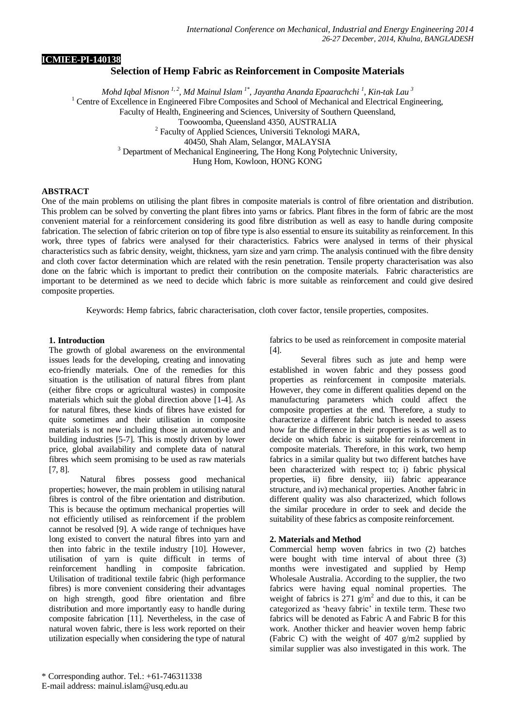ICMIEE-PI-140138

# Selection of Hemp Fabric as Reinforcement in Composite Materials

*Mohd Iqbal Misnon [1, 2], Md Mainul Islam [1*], Jayantha Ananda Epaarachchi [1], Kin-tak Lau [3]*

[1] Centre of Excellence in Engineered Fibre Composites and School of Mechanical and Electrical Engineering, Faculty of Health, Engineering and Sciences, University of Southern Queensland, Toowoomba, Queensland 4350, AUSTRALIA

[2] Faculty of Applied Sciences, Universiti Teknologi MARA, 40450, Shah Alam, Selangor, MALAYSIA

[3] Department of Mechanical Engineering, The Hong Kong Polytechnic University, Hung Hom, Kowloon, HONG KONG

## ABSTRACT

One of the main problems on utilising the plant fibres in composite materials is control of fibre orientation and distribution. This problem can be solved by converting the plant fibres into yarns or fabrics. Plant fibres in the form of fabric are the most convenient material for a reinforcement considering its good fibre distribution as well as easy to handle during composite fabrication. The selection of fabric criterion on top of fibre type is also essential to ensure its suitability as reinforcement. In this work, three types of fabrics were analysed for their characteristics. Fabrics were analysed in terms of their physical characteristics such as fabric density, weight, thickness, yarn size and yarn crimp. The analysis continued with the fibre density and cloth cover factor determination which are related with the resin penetration. Tensile property characterisation was also done on the fabric which is important to predict their contribution on the composite materials. Fabric characteristics are important to be determined as we need to decide which fabric is more suitable as reinforcement and could give desired composite properties.

Keywords: Hemp fabrics, fabric characterisation, cloth cover factor, tensile properties, composites.

## 1. Introduction

The growth of global awareness on the environmental issues leads for the developing, creating and innovating eco-friendly materials. One of the remedies for this situation is the utilisation of natural fibres from plant (either fibre crops or agricultural wastes) in composite materials which suit the global direction above [1-4]. As for natural fibres, these kinds of fibres have existed for quite sometimes and their utilisation in composite materials is not new including those in automotive and building industries [5-7]. This is mostly driven by lower price, global availability and complete data of natural fibres which seem promising to be used as raw materials [7, 8].

Natural fibres possess good mechanical properties; however, the main problem in utilising natural fibres is control of the fibre orientation and distribution. This is because the optimum mechanical properties will not efficiently utilised as reinforcement if the problem cannot be resolved [9]. A wide range of techniques have long existed to convert the natural fibres into yarn and then into fabric in the textile industry [10]. However, utilisation of yarn is quite difficult in terms of reinforcement handling in composite fabrication. Utilisation of traditional textile fabric (high performance fibres) is more convenient considering their advantages on high strength, good fibre orientation and fibre distribution and more importantly easy to handle during composite fabrication [11]. Nevertheless, in the case of natural woven fabric, there is less work reported on their utilization especially when considering the type of natural fabrics to be used as reinforcement in composite material [4].

Several fibres such as jute and hemp were established in woven fabric and they possess good properties as reinforcement in composite materials. However, they come in different qualities depend on the manufacturing parameters which could affect the composite properties at the end. Therefore, a study to characterize a different fabric batch is needed to assess how far the difference in their properties is as well as to decide on which fabric is suitable for reinforcement in composite materials. Therefore, in this work, two hemp fabrics in a similar quality but two different batches have been characterized with respect to; i) fabric physical properties, ii) fibre density, iii) fabric appearance structure, and iv) mechanical properties. Another fabric in different quality was also characterized, which follows the similar procedure in order to seek and decide the suitability of these fabrics as composite reinforcement.

## 2. Materials and Method

Commercial hemp woven fabrics in two (2) batches were bought with time interval of about three (3) months were investigated and supplied by Hemp Wholesale Australia. According to the supplier, the two fabrics were having equal nominal properties. The weight of fabrics is 271 $g/m^2$ and due to this, it can be categorized as 'heavy fabric' in textile term. These two fabrics will be denoted as Fabric A and Fabric B for this work. Another thicker and heavier woven hemp fabric (Fabric C) with the weight of 407 g/m2 supplied by similar supplier was also investigated in this work. The

\* Corresponding author. Tel.: +61-746311338
E-mail address: mainul.islam@usq.edu.au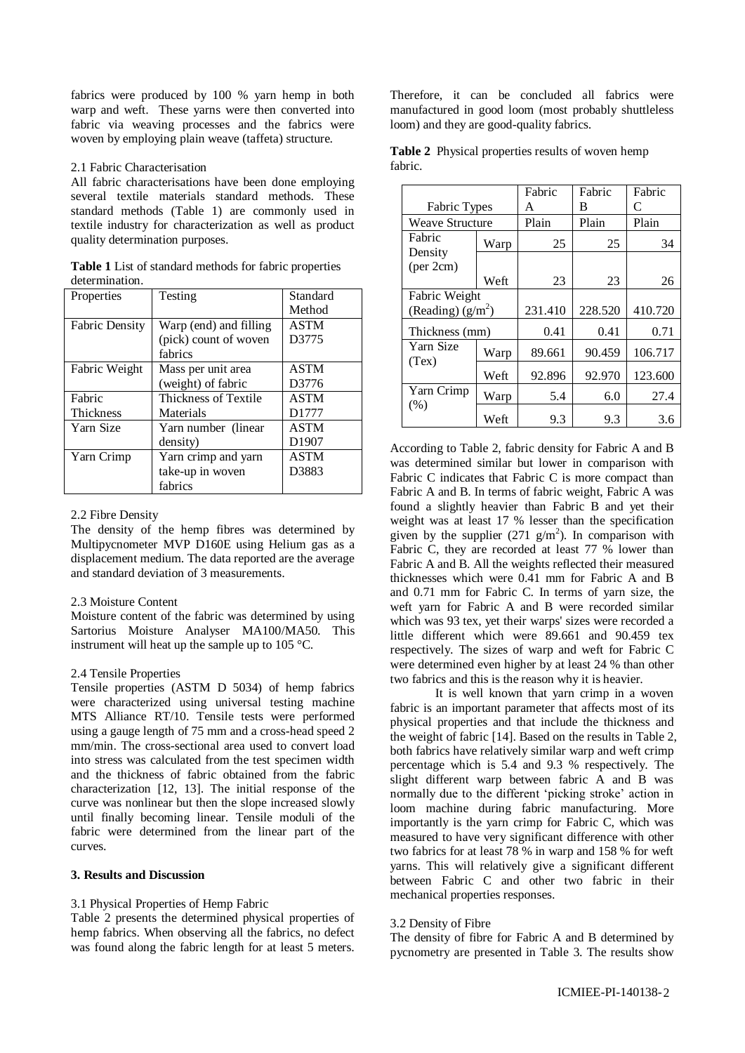fabrics were produced by 100 % yarn hemp in both warp and weft. These yarns were then converted into fabric via weaving processes and the fabrics were woven by employing plain weave (taffeta) structure.

### 2.1 Fabric Characterisation

All fabric characterisations have been done employing several textile materials standard methods. These standard methods (Table 1) are commonly used in textile industry for characterization as well as product quality determination purposes.

**Table 1** List of standard methods for fabric properties determination.

| Properties | Testing | Standard Method |
| --- | --- | --- |
| Fabric Density | Warp (end) and filling (pick) count of woven fabrics | ASTM D3775 |
| Fabric Weight | Mass per unit area (weight) of fabric | ASTM D3776 |
| Fabric Thickness | Thickness of Textile Materials | ASTM D1777 |
| Yarn Size | Yarn number (linear density) | ASTM D1907 |
| Yarn Crimp | Yarn crimp and yarn take-up in woven fabrics | ASTM D3883 |

### 2.2 Fibre Density

The density of the hemp fibres was determined by Multipycnometer MVP D160E using Helium gas as a displacement medium. The data reported are the average and standard deviation of 3 measurements.

### 2.3 Moisture Content

Moisture content of the fabric was determined by using Sartorius Moisture Analyser MA100/MA50. This instrument will heat up the sample up to 105 °C.

### 2.4 Tensile Properties

Tensile properties (ASTM D 5034) of hemp fabrics were characterized using universal testing machine MTS Alliance RT/10. Tensile tests were performed using a gauge length of 75 mm and a cross-head speed 2 mm/min. The cross-sectional area used to convert load into stress was calculated from the test specimen width and the thickness of fabric obtained from the fabric characterization [12, 13]. The initial response of the curve was nonlinear but then the slope increased slowly until finally becoming linear. Tensile moduli of the fabric were determined from the linear part of the curves.

## 3. Results and Discussion

### 3.1 Physical Properties of Hemp Fabric

Table 2 presents the determined physical properties of hemp fabrics. When observing all the fabrics, no defect was found along the fabric length for at least 5 meters. Therefore, it can be concluded all fabrics were manufactured in good loom (most probably shuttleless loom) and they are good-quality fabrics.

**Table 2** Physical properties results of woven hemp fabric.

| Fabric Types | | Fabric A | Fabric B | Fabric C |
| --- | --- | --- | --- | --- |
| Weave Structure | | Plain | Plain | Plain |
| Fabric Density (per 2cm) | Warp | 25 | 25 | 34 |
| | Weft | 23 | 23 | 26 |
| Fabric Weight (Reading) (g/m$^2$) | | 231.410 | 228.520 | 410.720 |
| Thickness (mm) | | 0.41 | 0.41 | 0.71 |
| Yarn Size (Tex) | Warp | 89.661 | 90.459 | 106.717 |
| | Weft | 92.896 | 92.970 | 123.600 |
| Yarn Crimp (%) | Warp | 5.4 | 6.0 | 27.4 |
| | Weft | 9.3 | 9.3 | 3.6 |

According to Table 2, fabric density for Fabric A and B was determined similar but lower in comparison with Fabric C indicates that Fabric C is more compact than Fabric A and B. In terms of fabric weight, Fabric A was found a slightly heavier than Fabric B and yet their weight was at least 17 % lesser than the specification given by the supplier (271 g/m$^2$). In comparison with Fabric C, they are recorded at least 77 % lower than Fabric A and B. All the weights reflected their measured thicknesses which were 0.41 mm for Fabric A and B and 0.71 mm for Fabric C. In terms of yarn size, the weft yarn for Fabric A and B were recorded similar which was 93 tex, yet their warps' sizes were recorded a little different which were 89.661 and 90.459 tex respectively. The sizes of warp and weft for Fabric C were determined even higher by at least 24 % than other two fabrics and this is the reason why it is heavier.

It is well known that yarn crimp in a woven fabric is an important parameter that affects most of its physical properties and that include the thickness and the weight of fabric [14]. Based on the results in Table 2, both fabrics have relatively similar warp and weft crimp percentage which is 5.4 and 9.3 % respectively. The slight different warp between fabric A and B was normally due to the different 'picking stroke' action in loom machine during fabric manufacturing. More importantly is the yarn crimp for Fabric C, which was measured to have very significant difference with other two fabrics for at least 78 % in warp and 158 % for weft yarns. This will relatively give a significant different between Fabric C and other two fabric in their mechanical properties responses.

### 3.2 Density of Fibre

The density of fibre for Fabric A and B determined by pycnometry are presented in Table 3. The results show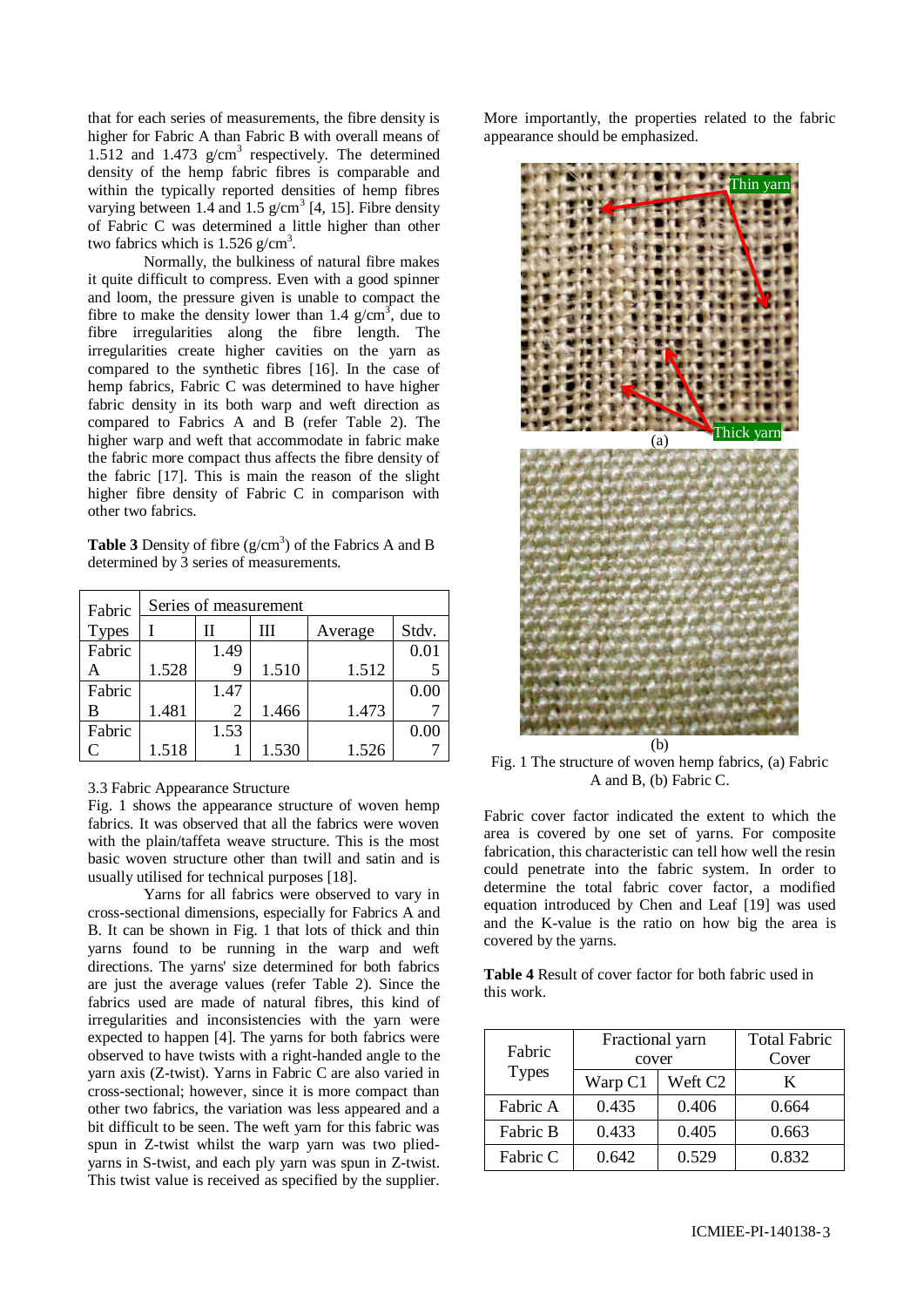that for each series of measurements, the fibre density is higher for Fabric A than Fabric B with overall means of 1.512 and 1.473 g/cm$^3$ respectively. The determined density of the hemp fabric fibres is comparable and within the typically reported densities of hemp fibres varying between 1.4 and 1.5 g/cm$^3$ [4, 15]. Fibre density of Fabric C was determined a little higher than other two fabrics which is 1.526 g/cm$^3$.

Normally, the bulkiness of natural fibre makes it quite difficult to compress. Even with a good spinner and loom, the pressure given is unable to compact the fibre to make the density lower than 1.4 g/cm$^3$, due to fibre irregularities along the fibre length. The irregularities create higher cavities on the yarn as compared to the synthetic fibres [16]. In the case of hemp fabrics, Fabric C was determined to have higher fabric density in its both warp and weft direction as compared to Fabrics A and B (refer Table 2). The higher warp and weft that accommodate in fabric make the fabric more compact thus affects the fibre density of the fabric [17]. This is main the reason of the slight higher fibre density of Fabric C in comparison with other two fabrics.

**Table 3** Density of fibre (g/cm$^3$) of the Fabrics A and B determined by 3 series of measurements.

| Fabric Types | Series of measurement | | | | |
|---|---|---|---|---|---|
| | I | II | III | Average | Stdv. |
| Fabric A | 1.528 | 1.499 | 1.510 | 1.512 | 0.015 |
| Fabric B | 1.481 | 1.472 | 1.466 | 1.473 | 0.007 |
| Fabric C | 1.518 | 1.531 | 1.530 | 1.526 | 0.007 |

### 3.3 Fabric Appearance Structure

Fig. 1 shows the appearance structure of woven hemp fabrics. It was observed that all the fabrics were woven with the plain/taffeta weave structure. This is the most basic woven structure other than twill and satin and is usually utilised for technical purposes [18].

Yarns for all fabrics were observed to vary in cross-sectional dimensions, especially for Fabrics A and B. It can be shown in Fig. 1 that lots of thick and thin yarns found to be running in the warp and weft directions. The yarns' size determined for both fabrics are just the average values (refer Table 2). Since the fabrics used are made of natural fibres, this kind of irregularities and inconsistencies with the yarn were expected to happen [4]. The yarns for both fabrics were observed to have twists with a right-handed angle to the yarn axis (Z-twist). Yarns in Fabric C are also varied in cross-sectional; however, since it is more compact than other two fabrics, the variation was less appeared and a bit difficult to be seen. The weft yarn for this fabric was spun in Z-twist whilst the warp yarn was two plied-yarns in S-twist, and each ply yarn was spun in Z-twist. This twist value is received as specified by the supplier. More importantly, the properties related to the fabric appearance should be emphasized.

Fig. 1 The structure of woven hemp fabrics, (a) Fabric A and B, (b) Fabric C.

Fabric cover factor indicated the extent to which the area is covered by one set of yarns. For composite fabrication, this characteristic can tell how well the resin could penetrate into the fabric system. In order to determine the total fabric cover factor, a modified equation introduced by Chen and Leaf [19] was used and the K-value is the ratio on how big the area is covered by the yarns.

**Table 4** Result of cover factor for both fabric used in this work.

| Fabric Types | Fractional yarn cover | | Total Fabric Cover |
|---|---|---|---|
| | Warp $C_1$ | Weft $C_2$ | K |
| Fabric A | 0.435 | 0.406 | 0.664 |
| Fabric B | 0.433 | 0.405 | 0.663 |
| Fabric C | 0.642 | 0.529 | 0.832 |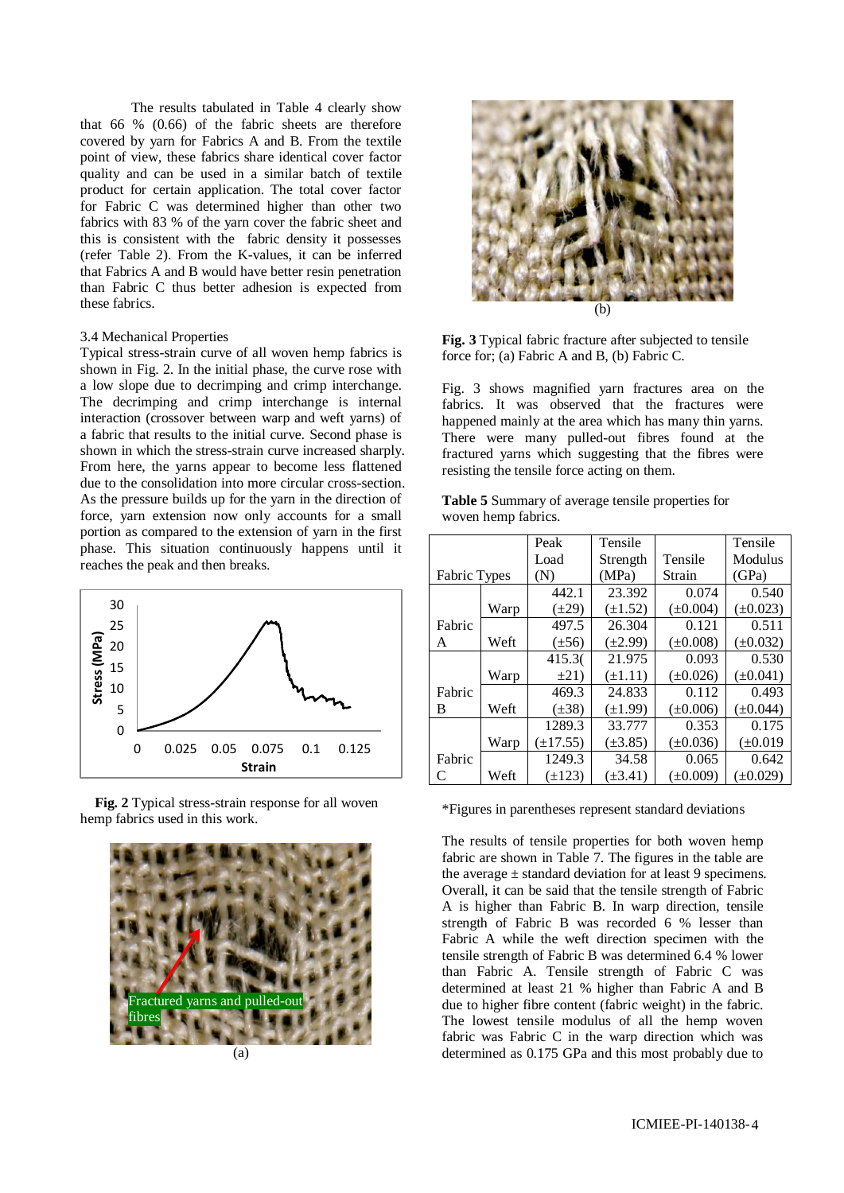The results tabulated in Table 4 clearly show that 66 % (0.66) of the fabric sheets are therefore covered by yarn for Fabrics A and B. From the textile point of view, these fabrics share identical cover factor quality and can be used in a similar batch of textile product for certain application. The total cover factor for Fabric C was determined higher than other two fabrics with 83 % of the yarn cover the fabric sheet and this is consistent with the fabric density it possesses (refer Table 2). From the K-values, it can be inferred that Fabrics A and B would have better resin penetration than Fabric C thus better adhesion is expected from these fabrics.

3.4 Mechanical Properties

Typical stress-strain curve of all woven hemp fabrics is shown in Fig. 2. In the initial phase, the curve rose with a low slope due to decrimping and crimp interchange. The decrimping and crimp interchange is internal interaction (crossover between warp and weft yarns) of a fabric that results to the initial curve. Second phase is shown in which the stress-strain curve increased sharply. From here, the yarns appear to become less flattened due to the consolidation into more circular cross-section. As the pressure builds up for the yarn in the direction of force, yarn extension now only accounts for a small portion as compared to the extension of yarn in the first phase. This situation continuously happens until it reaches the peak and then breaks.

**Fig. 2** Typical stress-strain response for all woven hemp fabrics used in this work.

(a)

(b)

**Fig. 3** Typical fabric fracture after subjected to tensile force for; (a) Fabric A and B, (b) Fabric C.

Fig. 3 shows magnified yarn fractures area on the fabrics. It was observed that the fractures were happened mainly at the area which has many thin yarns. There were many pulled-out fibres found at the fractured yarns which suggesting that the fibres were resisting the tensile force acting on them.

**Table 5** Summary of average tensile properties for woven hemp fabrics.

| Fabric Types | | Peak Load (N) | Tensile Strength (MPa) | Tensile Strain | Tensile Modulus (GPa) |
|---|---|---|---|---|---|
| Fabric A | Warp | 442.1 (±29) | 23.392 (±1.52) | 0.074 (±0.004) | 0.540 (±0.023) |
| | Weft | 497.5 (±56) | 26.304 (±2.99) | 0.121 (±0.008) | 0.511 (±0.032) |
| Fabric B | Warp | 415.3( ±21) | 21.975 (±1.11) | 0.093 (±0.026) | 0.530 (±0.041) |
| | Weft | 469.3 (±38) | 24.833 (±1.99) | 0.112 (±0.006) | 0.493 (±0.044) |
| Fabric C | Warp | 1289.3 (±17.55) | 33.777 (±3.85) | 0.353 (±0.036) | 0.175 (±0.019 |
| | Weft | 1249.3 (±123) | 34.58 (±3.41) | 0.065 (±0.009) | 0.642 (±0.029) |

*Figures in parentheses represent standard deviations

The results of tensile properties for both woven hemp fabric are shown in Table 7. The figures in the table are the average ± standard deviation for at least 9 specimens. Overall, it can be said that the tensile strength of Fabric A is higher than Fabric B. In warp direction, tensile strength of Fabric B was recorded 6 % lesser than Fabric A while the weft direction specimen with the tensile strength of Fabric B was determined 6.4 % lower than Fabric A. Tensile strength of Fabric C was determined at least 21 % higher than Fabric A and B due to higher fibre content (fabric weight) in the fabric. The lowest tensile modulus of all the hemp woven fabric was Fabric C in the warp direction which was determined as 0.175 GPa and this most probably due to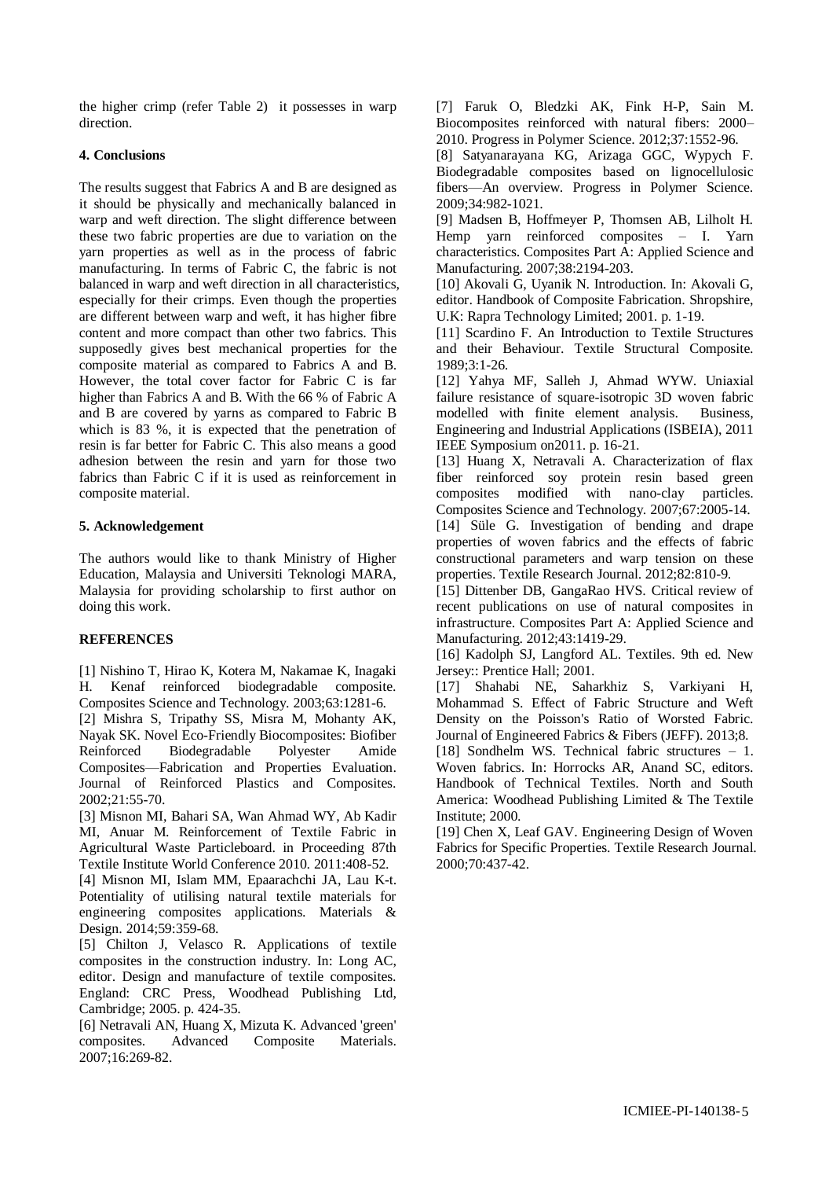the higher crimp (refer Table 2) it possesses in warp direction.

## 4. Conclusions

The results suggest that Fabrics A and B are designed as it should be physically and mechanically balanced in warp and weft direction. The slight difference between these two fabric properties are due to variation on the yarn properties as well as in the process of fabric manufacturing. In terms of Fabric C, the fabric is not balanced in warp and weft direction in all characteristics, especially for their crimps. Even though the properties are different between warp and weft, it has higher fibre content and more compact than other two fabrics. This supposedly gives best mechanical properties for the composite material as compared to Fabrics A and B. However, the total cover factor for Fabric C is far higher than Fabrics A and B. With the 66 % of Fabric A and B are covered by yarns as compared to Fabric B which is 83 %, it is expected that the penetration of resin is far better for Fabric C. This also means a good adhesion between the resin and yarn for those two fabrics than Fabric C if it is used as reinforcement in composite material.

## 5. Acknowledgement

The authors would like to thank Ministry of Higher Education, Malaysia and Universiti Teknologi MARA, Malaysia for providing scholarship to first author on doing this work.

## REFERENCES

[1] Nishino T, Hirao K, Kotera M, Nakamae K, Inagaki H. Kenaf reinforced biodegradable composite. Composites Science and Technology. 2003;63:1281-6.

[2] Mishra S, Tripathy SS, Misra M, Mohanty AK, Nayak SK. Novel Eco-Friendly Biocomposites: Biofiber Reinforced Biodegradable Polyester Amide Composites—Fabrication and Properties Evaluation. Journal of Reinforced Plastics and Composites. 2002;21:55-70.

[3] Misnon MI, Bahari SA, Wan Ahmad WY, Ab Kadir MI, Anuar M. Reinforcement of Textile Fabric in Agricultural Waste Particleboard. in Proceeding 87th Textile Institute World Conference 2010. 2011:408-52.

[4] Misnon MI, Islam MM, Epaarachchi JA, Lau K-t. Potentiality of utilising natural textile materials for engineering composites applications. Materials & Design. 2014;59:359-68.

[5] Chilton J, Velasco R. Applications of textile composites in the construction industry. In: Long AC, editor. Design and manufacture of textile composites. England: CRC Press, Woodhead Publishing Ltd, Cambridge; 2005. p. 424-35.

[6] Netravali AN, Huang X, Mizuta K. Advanced 'green' composites. Advanced Composite Materials. 2007;16:269-82.

[7] Faruk O, Bledzki AK, Fink H-P, Sain M. Biocomposites reinforced with natural fibers: 2000–2010. Progress in Polymer Science. 2012;37:1552-96.

[8] Satyanarayana KG, Arizaga GGC, Wypych F. Biodegradable composites based on lignocellulosic fibers—An overview. Progress in Polymer Science. 2009;34:982-1021.

[9] Madsen B, Hoffmeyer P, Thomsen AB, Lilholt H. Hemp yarn reinforced composites – I. Yarn characteristics. Composites Part A: Applied Science and Manufacturing. 2007;38:2194-203.

[10] Akovali G, Uyanik N. Introduction. In: Akovali G, editor. Handbook of Composite Fabrication. Shropshire, U.K: Rapra Technology Limited; 2001. p. 1-19.

[11] Scardino F. An Introduction to Textile Structures and their Behaviour. Textile Structural Composite. 1989;3:1-26.

[12] Yahya MF, Salleh J, Ahmad WYW. Uniaxial failure resistance of square-isotropic 3D woven fabric modelled with finite element analysis. Business, Engineering and Industrial Applications (ISBEIA), 2011 IEEE Symposium on2011. p. 16-21.

[13] Huang X, Netravali A. Characterization of flax fiber reinforced soy protein resin based green composites modified with nano-clay particles. Composites Science and Technology. 2007;67:2005-14.

[14] Süle G. Investigation of bending and drape properties of woven fabrics and the effects of fabric constructional parameters and warp tension on these properties. Textile Research Journal. 2012;82:810-9.

[15] Dittenber DB, GangaRao HVS. Critical review of recent publications on use of natural composites in infrastructure. Composites Part A: Applied Science and Manufacturing. 2012;43:1419-29.

[16] Kadolph SJ, Langford AL. Textiles. 9th ed. New Jersey:: Prentice Hall; 2001.

[17] Shahabi NE, Saharkhiz S, Varkiyani H, Mohammad S. Effect of Fabric Structure and Weft Density on the Poisson's Ratio of Worsted Fabric. Journal of Engineered Fabrics & Fibers (JEFF). 2013;8.

[18] Sondhelm WS. Technical fabric structures – 1. Woven fabrics. In: Horrocks AR, Anand SC, editors. Handbook of Technical Textiles. North and South America: Woodhead Publishing Limited & The Textile Institute; 2000.

[19] Chen X, Leaf GAV. Engineering Design of Woven Fabrics for Specific Properties. Textile Research Journal. 2000;70:437-42.